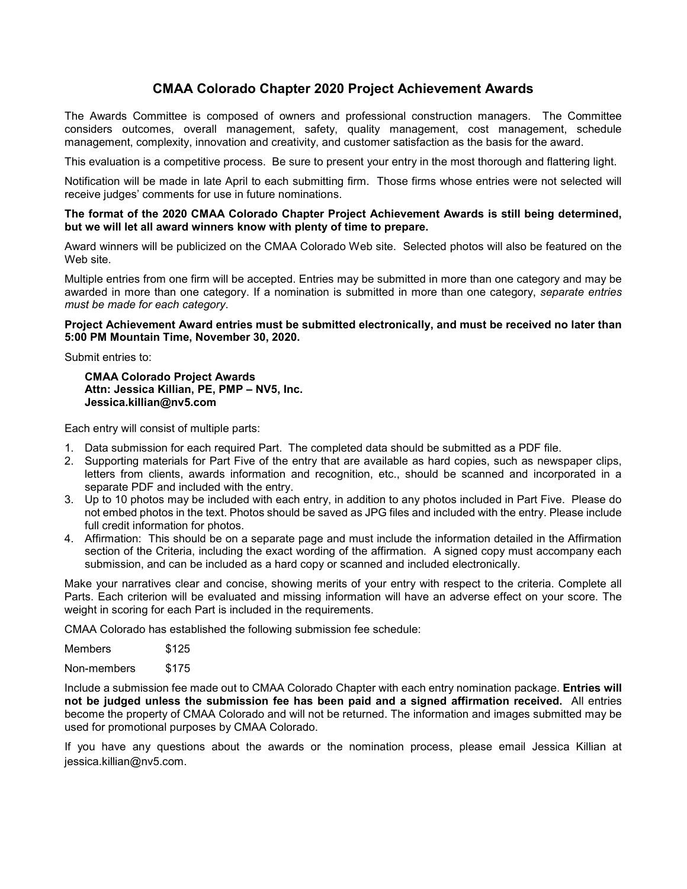# CMAA Colorado Chapter 2020 Project Achievement Awards

The Awards Committee is composed of owners and professional construction managers. The Committee considers outcomes, overall management, safety, quality management, cost management, schedule management, complexity, innovation and creativity, and customer satisfaction as the basis for the award.

This evaluation is a competitive process. Be sure to present your entry in the most thorough and flattering light.

Notification will be made in late April to each submitting firm. Those firms whose entries were not selected will receive judges' comments for use in future nominations.

**The format of the 2020 CMAA Colorado Chapter Project Achievement Awards is still being determined, but we will let all award winners know with plenty of time to prepare.**

Award winners will be publicized on the CMAA Colorado Web site. Selected photos will also be featured on the Web site.

Multiple entries from one firm will be accepted. Entries may be submitted in more than one category and may be awarded in more than one category. If a nomination is submitted in more than one category, *separate entries must be made for each category*.

**Project Achievement Award entries must be submitted electronically, and must be received no later than 5:00 PM Mountain Time, November 30, 2020.**

Submit entries to:

> **CMAA Colorado Project Awards**
> **Attn: Jessica Killian, PE, PMP – NV5, Inc.**
> **Jessica.killian@nv5.com**

Each entry will consist of multiple parts:

1. Data submission for each required Part. The completed data should be submitted as a PDF file.
2. Supporting materials for Part Five of the entry that are available as hard copies, such as newspaper clips, letters from clients, awards information and recognition, etc., should be scanned and incorporated in a separate PDF and included with the entry.
3. Up to 10 photos may be included with each entry, in addition to any photos included in Part Five. Please do not embed photos in the text. Photos should be saved as JPG files and included with the entry. Please include full credit information for photos.
4. Affirmation: This should be on a separate page and must include the information detailed in the Affirmation section of the Criteria, including the exact wording of the affirmation. A signed copy must accompany each submission, and can be included as a hard copy or scanned and included electronically.

Make your narratives clear and concise, showing merits of your entry with respect to the criteria. Complete all Parts. Each criterion will be evaluated and missing information will have an adverse effect on your score. The weight in scoring for each Part is included in the requirements.

CMAA Colorado has established the following submission fee schedule:

| | |
|---|---|
| Members | $125 |
| Non-members | $175 |

Include a submission fee made out to CMAA Colorado Chapter with each entry nomination package. **Entries will not be judged unless the submission fee has been paid and a signed affirmation received.** All entries become the property of CMAA Colorado and will not be returned. The information and images submitted may be used for promotional purposes by CMAA Colorado.

If you have any questions about the awards or the nomination process, please email Jessica Killian at jessica.killian@nv5.com.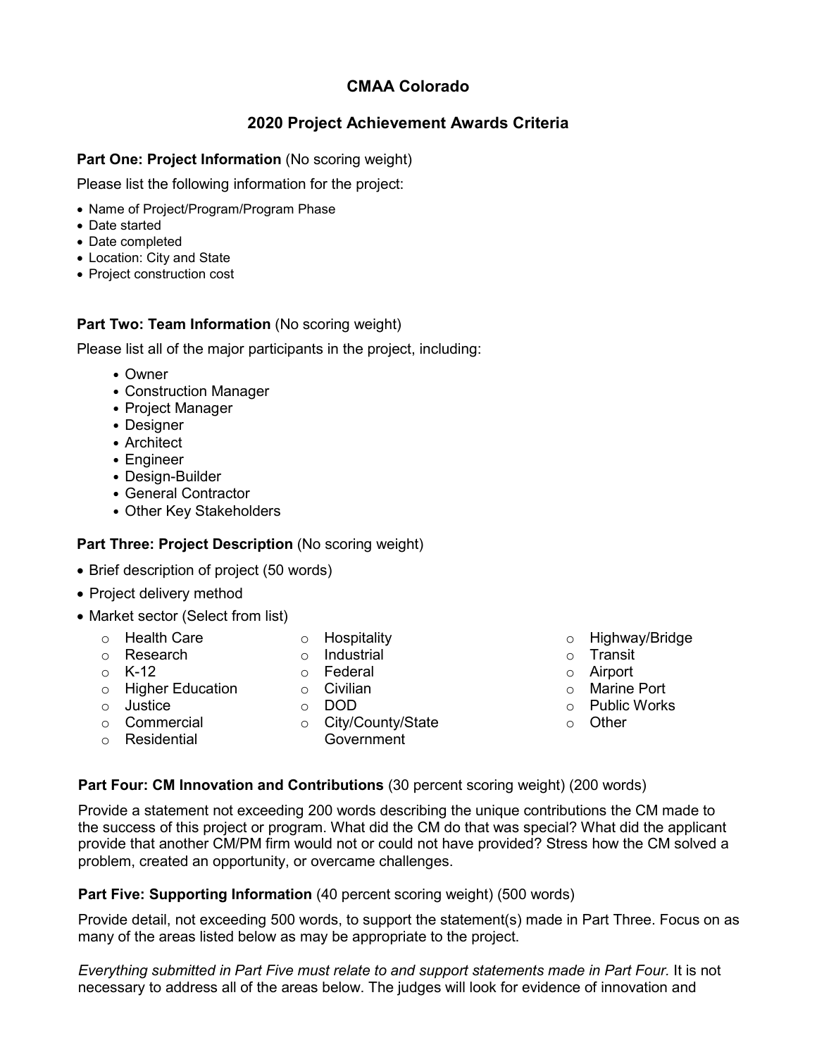# CMAA Colorado

## 2020 Project Achievement Awards Criteria

**Part One: Project Information** (No scoring weight)

Please list the following information for the project:

- Name of Project/Program/Program Phase
- Date started
- Date completed
- Location: City and State
- Project construction cost

**Part Two: Team Information** (No scoring weight)

Please list all of the major participants in the project, including:

- Owner
- Construction Manager
- Project Manager
- Designer
- Architect
- Engineer
- Design-Builder
- General Contractor
- Other Key Stakeholders

**Part Three: Project Description** (No scoring weight)

- Brief description of project (50 words)
- Project delivery method
- Market sector (Select from list)
  - Health Care
  - Research
  - K-12
  - Higher Education
  - Justice
  - Commercial
  - Residential
  - Hospitality
  - Industrial
  - Federal
  - Civilian
  - DOD
  - City/County/State Government
  - Highway/Bridge
  - Transit
  - Airport
  - Marine Port
  - Public Works
  - Other

**Part Four: CM Innovation and Contributions** (30 percent scoring weight) (200 words)

Provide a statement not exceeding 200 words describing the unique contributions the CM made to the success of this project or program. What did the CM do that was special? What did the applicant provide that another CM/PM firm would not or could not have provided? Stress how the CM solved a problem, created an opportunity, or overcame challenges.

**Part Five: Supporting Information** (40 percent scoring weight) (500 words)

Provide detail, not exceeding 500 words, to support the statement(s) made in Part Three. Focus on as many of the areas listed below as may be appropriate to the project.

*Everything submitted in Part Five must relate to and support statements made in Part Four.* It is not necessary to address all of the areas below. The judges will look for evidence of innovation and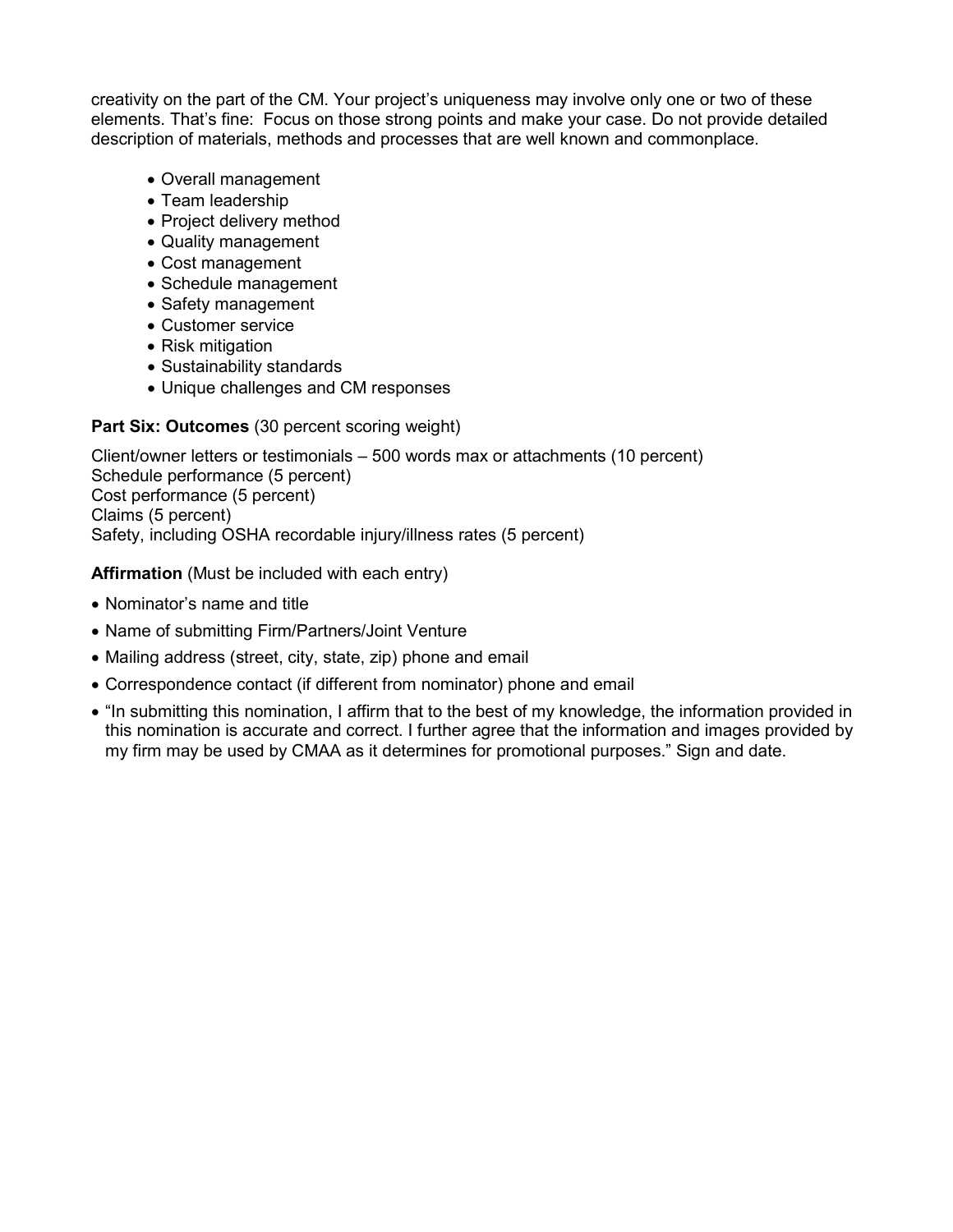creativity on the part of the CM. Your project's uniqueness may involve only one or two of these elements. That's fine:  Focus on those strong points and make your case. Do not provide detailed description of materials, methods and processes that are well known and commonplace.

- Overall management
- Team leadership
- Project delivery method
- Quality management
- Cost management
- Schedule management
- Safety management
- Customer service
- Risk mitigation
- Sustainability standards
- Unique challenges and CM responses

**Part Six: Outcomes** (30 percent scoring weight)

Client/owner letters or testimonials – 500 words max or attachments (10 percent)
Schedule performance (5 percent)
Cost performance (5 percent)
Claims (5 percent)
Safety, including OSHA recordable injury/illness rates (5 percent)

**Affirmation** (Must be included with each entry)

- Nominator's name and title
- Name of submitting Firm/Partners/Joint Venture
- Mailing address (street, city, state, zip) phone and email
- Correspondence contact (if different from nominator) phone and email
- "In submitting this nomination, I affirm that to the best of my knowledge, the information provided in this nomination is accurate and correct. I further agree that the information and images provided by my firm may be used by CMAA as it determines for promotional purposes." Sign and date.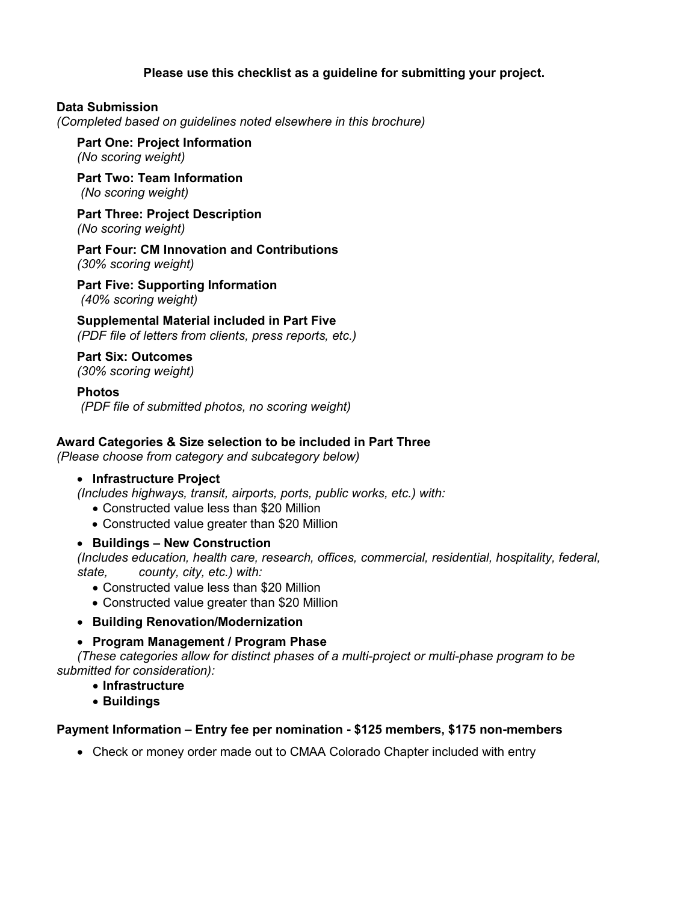**Please use this checklist as a guideline for submitting your project.**

**Data Submission**
*(Completed based on guidelines noted elsewhere in this brochure)*

**Part One: Project Information**
*(No scoring weight)*

**Part Two: Team Information**
*(No scoring weight)*

**Part Three: Project Description**
*(No scoring weight)*

**Part Four: CM Innovation and Contributions**
*(30% scoring weight)*

**Part Five: Supporting Information**
*(40% scoring weight)*

**Supplemental Material included in Part Five**
*(PDF file of letters from clients, press reports, etc.)*

**Part Six: Outcomes**
*(30% scoring weight)*

**Photos**
*(PDF file of submitted photos, no scoring weight)*

**Award Categories & Size selection to be included in Part Three**
*(Please choose from category and subcategory below)*

- **Infrastructure Project**
  *(Includes highways, transit, airports, ports, public works, etc.) with:*
  - Constructed value less than $20 Million
  - Constructed value greater than $20 Million
- **Buildings – New Construction**
  *(Includes education, health care, research, offices, commercial, residential, hospitality, federal, state, county, city, etc.) with:*
  - Constructed value less than $20 Million
  - Constructed value greater than $20 Million
- **Building Renovation/Modernization**
- **Program Management / Program Phase**
  *(These categories allow for distinct phases of a multi-project or multi-phase program to be submitted for consideration):*
  - **Infrastructure**
  - **Buildings**

**Payment Information – Entry fee per nomination - $125 members, $175 non-members**

- Check or money order made out to CMAA Colorado Chapter included with entry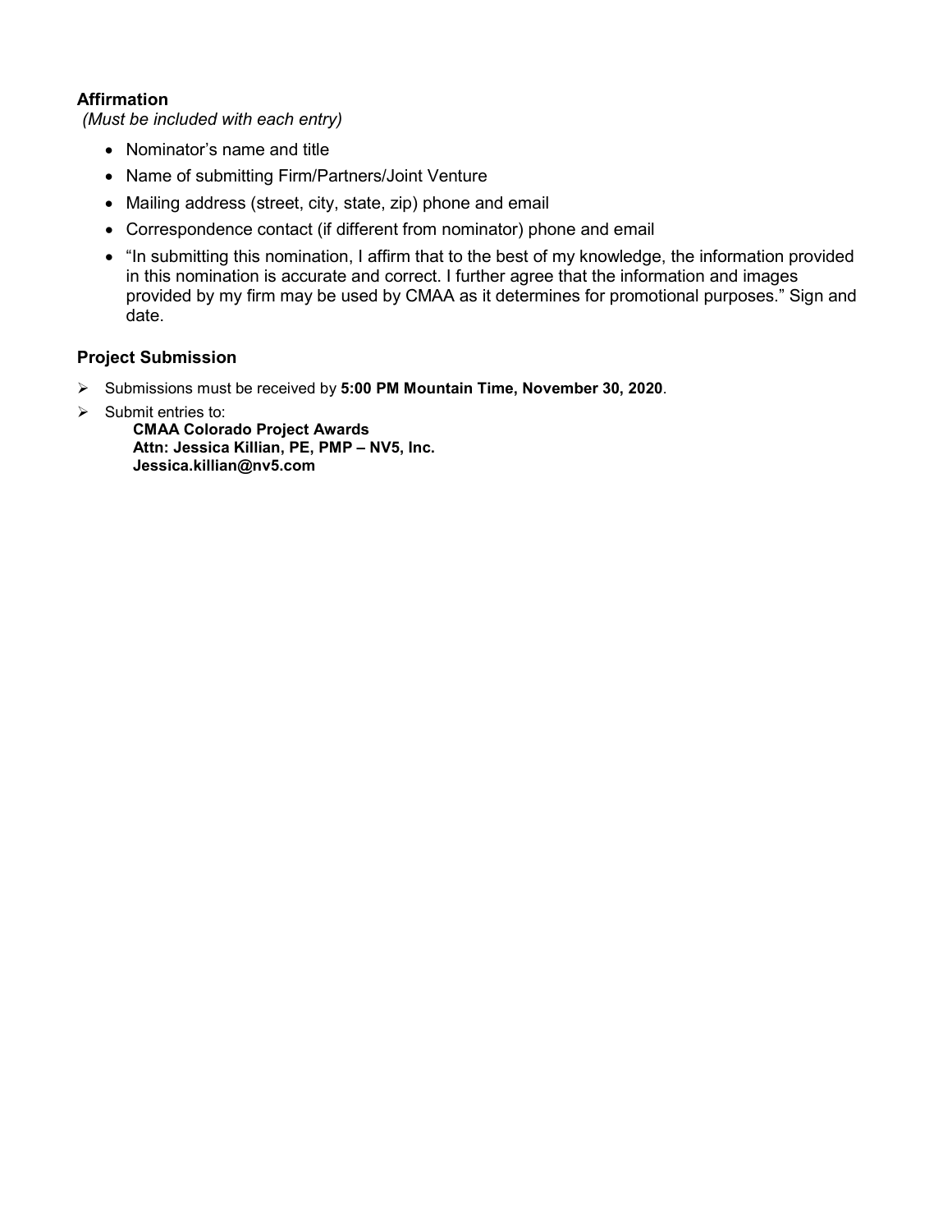### Affirmation

*(Must be included with each entry)*

- Nominator's name and title
- Name of submitting Firm/Partners/Joint Venture
- Mailing address (street, city, state, zip) phone and email
- Correspondence contact (if different from nominator) phone and email
- "In submitting this nomination, I affirm that to the best of my knowledge, the information provided in this nomination is accurate and correct. I further agree that the information and images provided by my firm may be used by CMAA as it determines for promotional purposes." Sign and date.

### Project Submission

- Submissions must be received by **5:00 PM Mountain Time, November 30, 2020**.
- Submit entries to:
  **CMAA Colorado Project Awards**
  **Attn: Jessica Killian, PE, PMP – NV5, Inc.**
  **Jessica.killian@nv5.com**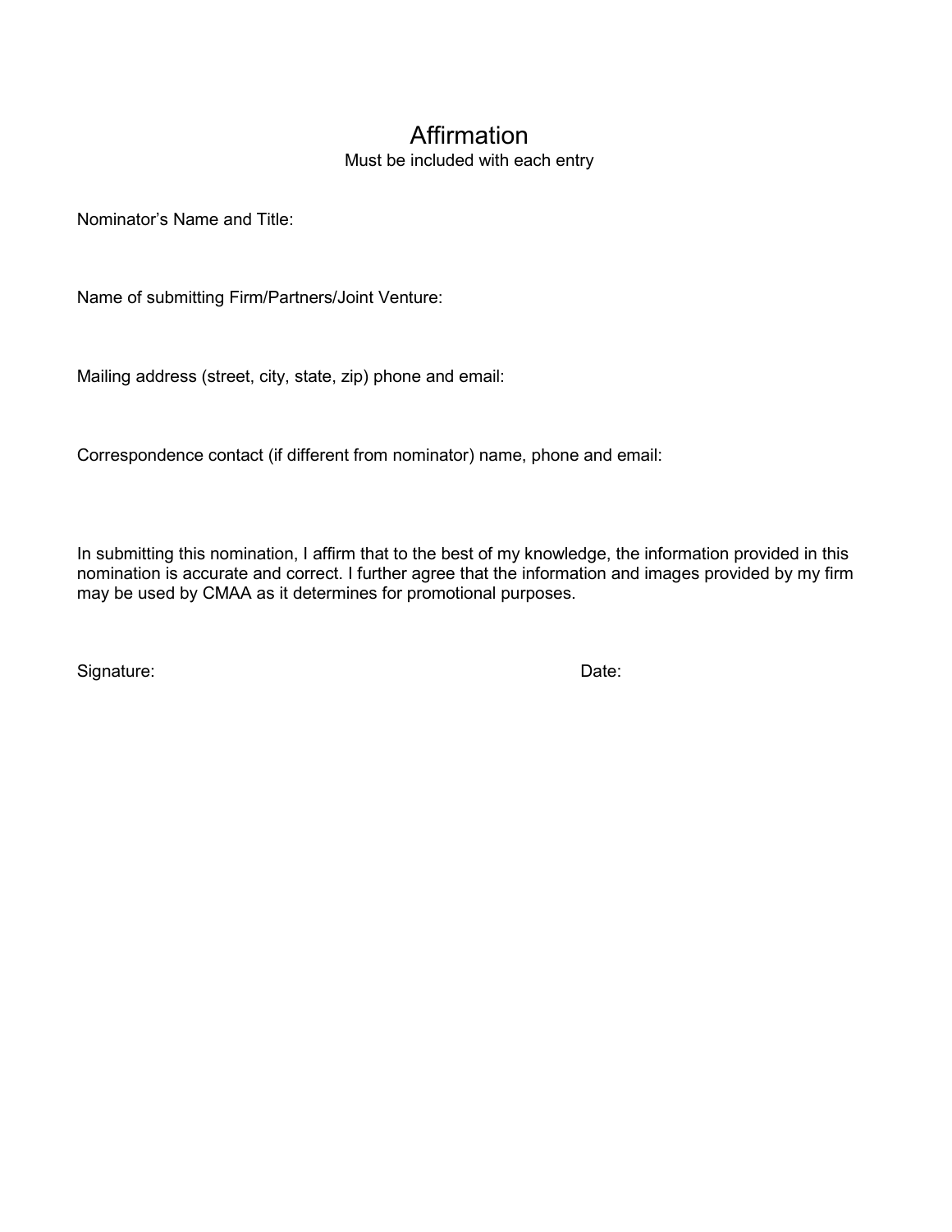# Affirmation

Must be included with each entry

Nominator's Name and Title:

Name of submitting Firm/Partners/Joint Venture:

Mailing address (street, city, state, zip) phone and email:

Correspondence contact (if different from nominator) name, phone and email:

In submitting this nomination, I affirm that to the best of my knowledge, the information provided in this nomination is accurate and correct. I further agree that the information and images provided by my firm may be used by CMAA as it determines for promotional purposes.

Signature: Date: